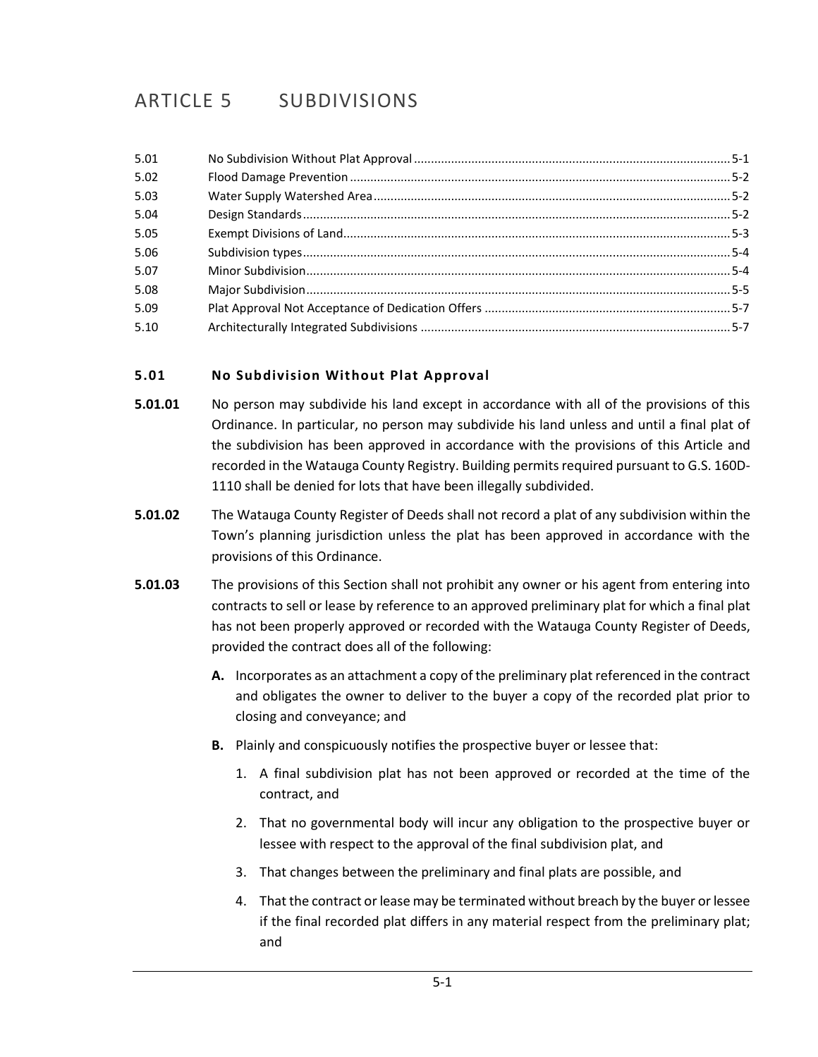# ARTICLE 5 SUBDIVISIONS

| | | |
|---|---|---|
| 5.01 | No Subdivision Without Plat Approval | 5-1 |
| 5.02 | Flood Damage Prevention | 5-2 |
| 5.03 | Water Supply Watershed Area | 5-2 |
| 5.04 | Design Standards | 5-2 |
| 5.05 | Exempt Divisions of Land | 5-3 |
| 5.06 | Subdivision types | 5-4 |
| 5.07 | Minor Subdivision | 5-4 |
| 5.08 | Major Subdivision | 5-5 |
| 5.09 | Plat Approval Not Acceptance of Dedication Offers | 5-7 |
| 5.10 | Architecturally Integrated Subdivisions | 5-7 |

## 5.01 No Subdivision Without Plat Approval

**5.01.01** No person may subdivide his land except in accordance with all of the provisions of this Ordinance. In particular, no person may subdivide his land unless and until a final plat of the subdivision has been approved in accordance with the provisions of this Article and recorded in the Watauga County Registry. Building permits required pursuant to G.S. 160D-1110 shall be denied for lots that have been illegally subdivided.

**5.01.02** The Watauga County Register of Deeds shall not record a plat of any subdivision within the Town's planning jurisdiction unless the plat has been approved in accordance with the provisions of this Ordinance.

**5.01.03** The provisions of this Section shall not prohibit any owner or his agent from entering into contracts to sell or lease by reference to an approved preliminary plat for which a final plat has not been properly approved or recorded with the Watauga County Register of Deeds, provided the contract does all of the following:

- **A.** Incorporates as an attachment a copy of the preliminary plat referenced in the contract and obligates the owner to deliver to the buyer a copy of the recorded plat prior to closing and conveyance; and
- **B.** Plainly and conspicuously notifies the prospective buyer or lessee that:
  1. A final subdivision plat has not been approved or recorded at the time of the contract, and
  2. That no governmental body will incur any obligation to the prospective buyer or lessee with respect to the approval of the final subdivision plat, and
  3. That changes between the preliminary and final plats are possible, and
  4. That the contract or lease may be terminated without breach by the buyer or lessee if the final recorded plat differs in any material respect from the preliminary plat; and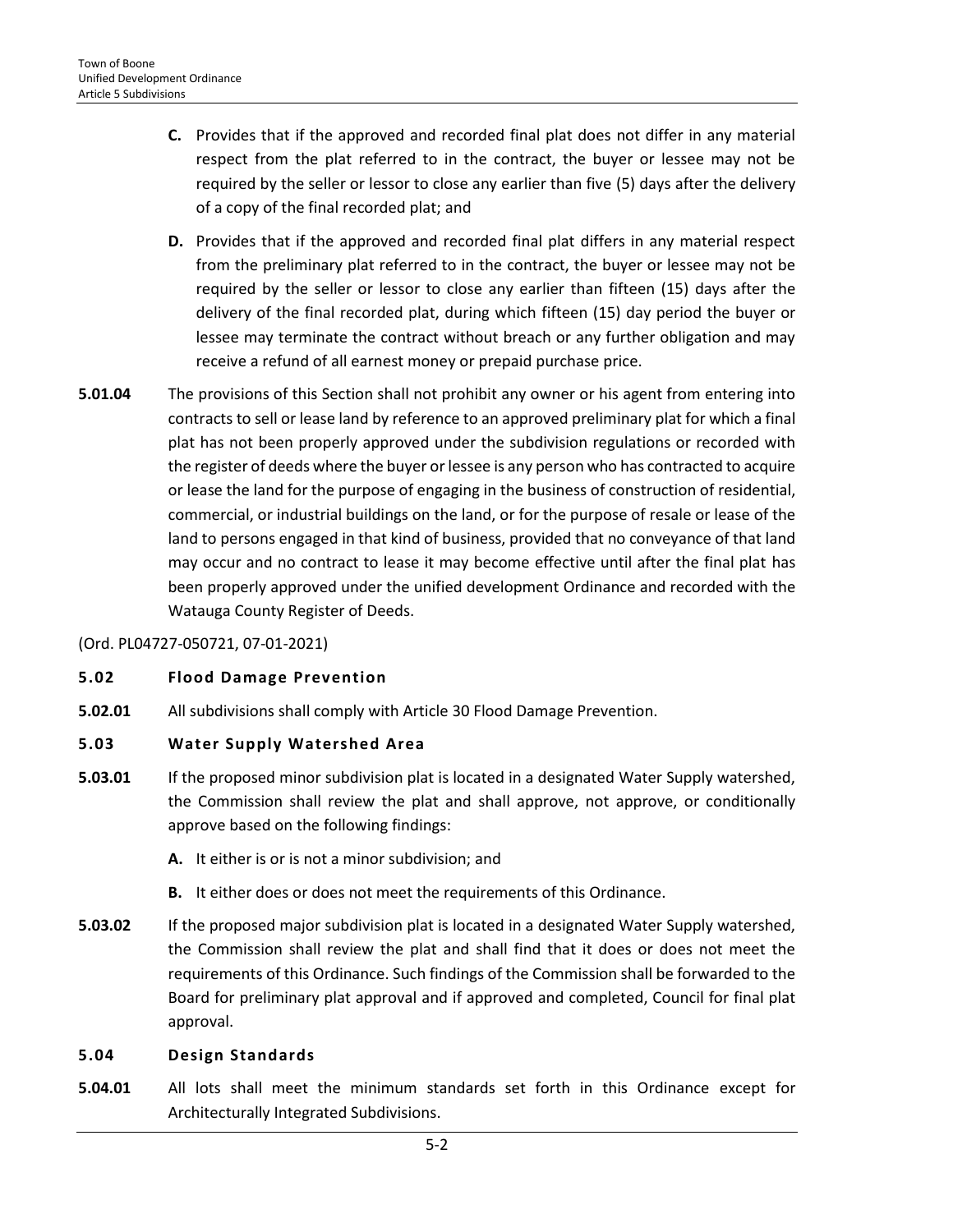**C.** Provides that if the approved and recorded final plat does not differ in any material respect from the plat referred to in the contract, the buyer or lessee may not be required by the seller or lessor to close any earlier than five (5) days after the delivery of a copy of the final recorded plat; and

**D.** Provides that if the approved and recorded final plat differs in any material respect from the preliminary plat referred to in the contract, the buyer or lessee may not be required by the seller or lessor to close any earlier than fifteen (15) days after the delivery of the final recorded plat, during which fifteen (15) day period the buyer or lessee may terminate the contract without breach or any further obligation and may receive a refund of all earnest money or prepaid purchase price.

**5.01.04** The provisions of this Section shall not prohibit any owner or his agent from entering into contracts to sell or lease land by reference to an approved preliminary plat for which a final plat has not been properly approved under the subdivision regulations or recorded with the register of deeds where the buyer or lessee is any person who has contracted to acquire or lease the land for the purpose of engaging in the business of construction of residential, commercial, or industrial buildings on the land, or for the purpose of resale or lease of the land to persons engaged in that kind of business, provided that no conveyance of that land may occur and no contract to lease it may become effective until after the final plat has been properly approved under the unified development Ordinance and recorded with the Watauga County Register of Deeds.

(Ord. PL04727-050721, 07-01-2021)

## 5.02 Flood Damage Prevention

**5.02.01** All subdivisions shall comply with Article 30 Flood Damage Prevention.

## 5.03 Water Supply Watershed Area

**5.03.01** If the proposed minor subdivision plat is located in a designated Water Supply watershed, the Commission shall review the plat and shall approve, not approve, or conditionally approve based on the following findings:

**A.** It either is or is not a minor subdivision; and

**B.** It either does or does not meet the requirements of this Ordinance.

**5.03.02** If the proposed major subdivision plat is located in a designated Water Supply watershed, the Commission shall review the plat and shall find that it does or does not meet the requirements of this Ordinance. Such findings of the Commission shall be forwarded to the Board for preliminary plat approval and if approved and completed, Council for final plat approval.

## 5.04 Design Standards

**5.04.01** All lots shall meet the minimum standards set forth in this Ordinance except for Architecturally Integrated Subdivisions.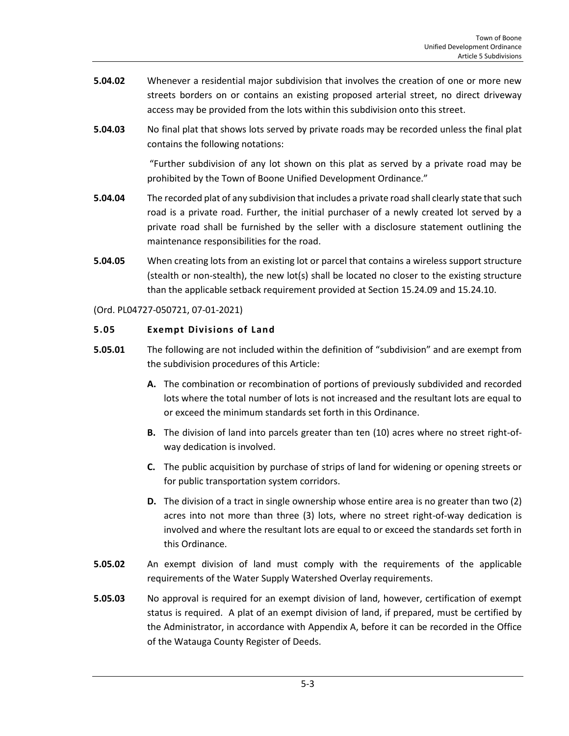**5.04.02** Whenever a residential major subdivision that involves the creation of one or more new streets borders on or contains an existing proposed arterial street, no direct driveway access may be provided from the lots within this subdivision onto this street.

**5.04.03** No final plat that shows lots served by private roads may be recorded unless the final plat contains the following notations:

"Further subdivision of any lot shown on this plat as served by a private road may be prohibited by the Town of Boone Unified Development Ordinance."

**5.04.04** The recorded plat of any subdivision that includes a private road shall clearly state that such road is a private road. Further, the initial purchaser of a newly created lot served by a private road shall be furnished by the seller with a disclosure statement outlining the maintenance responsibilities for the road.

**5.04.05** When creating lots from an existing lot or parcel that contains a wireless support structure (stealth or non-stealth), the new lot(s) shall be located no closer to the existing structure than the applicable setback requirement provided at Section 15.24.09 and 15.24.10.

(Ord. PL04727-050721, 07-01-2021)

### 5.05 Exempt Divisions of Land

**5.05.01** The following are not included within the definition of "subdivision" and are exempt from the subdivision procedures of this Article:

**A.** The combination or recombination of portions of previously subdivided and recorded lots where the total number of lots is not increased and the resultant lots are equal to or exceed the minimum standards set forth in this Ordinance.

**B.** The division of land into parcels greater than ten (10) acres where no street right-of-way dedication is involved.

**C.** The public acquisition by purchase of strips of land for widening or opening streets or for public transportation system corridors.

**D.** The division of a tract in single ownership whose entire area is no greater than two (2) acres into not more than three (3) lots, where no street right-of-way dedication is involved and where the resultant lots are equal to or exceed the standards set forth in this Ordinance.

**5.05.02** An exempt division of land must comply with the requirements of the applicable requirements of the Water Supply Watershed Overlay requirements.

**5.05.03** No approval is required for an exempt division of land, however, certification of exempt status is required. A plat of an exempt division of land, if prepared, must be certified by the Administrator, in accordance with Appendix A, before it can be recorded in the Office of the Watauga County Register of Deeds.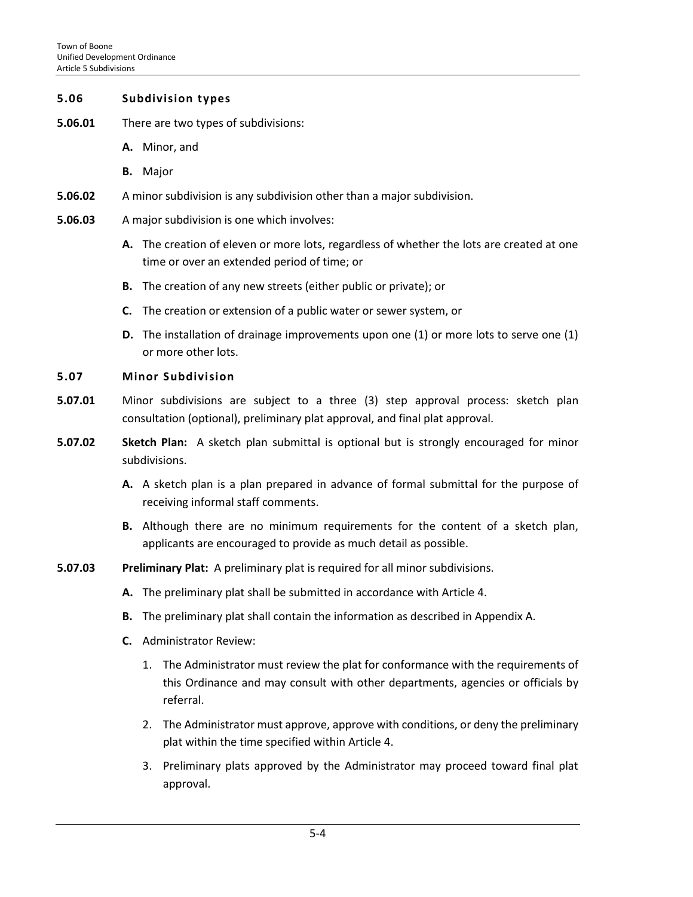## 5.06 Subdivision types

**5.06.01** There are two types of subdivisions:

- **A.** Minor, and
- **B.** Major

**5.06.02** A minor subdivision is any subdivision other than a major subdivision.

**5.06.03** A major subdivision is one which involves:

- **A.** The creation of eleven or more lots, regardless of whether the lots are created at one time or over an extended period of time; or
- **B.** The creation of any new streets (either public or private); or
- **C.** The creation or extension of a public water or sewer system, or
- **D.** The installation of drainage improvements upon one (1) or more lots to serve one (1) or more other lots.

## 5.07 Minor Subdivision

**5.07.01** Minor subdivisions are subject to a three (3) step approval process: sketch plan consultation (optional), preliminary plat approval, and final plat approval.

**5.07.02** **Sketch Plan:** A sketch plan submittal is optional but is strongly encouraged for minor subdivisions.

- **A.** A sketch plan is a plan prepared in advance of formal submittal for the purpose of receiving informal staff comments.
- **B.** Although there are no minimum requirements for the content of a sketch plan, applicants are encouraged to provide as much detail as possible.

**5.07.03** **Preliminary Plat:** A preliminary plat is required for all minor subdivisions.

- **A.** The preliminary plat shall be submitted in accordance with Article 4.
- **B.** The preliminary plat shall contain the information as described in Appendix A.
- **C.** Administrator Review:
  1. The Administrator must review the plat for conformance with the requirements of this Ordinance and may consult with other departments, agencies or officials by referral.
  2. The Administrator must approve, approve with conditions, or deny the preliminary plat within the time specified within Article 4.
  3. Preliminary plats approved by the Administrator may proceed toward final plat approval.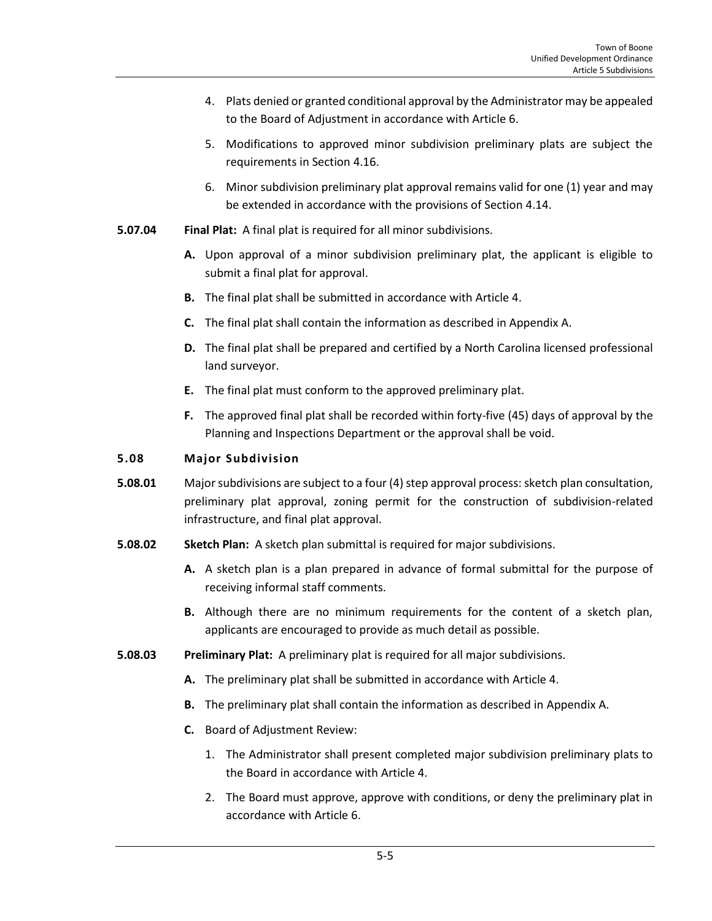4. Plats denied or granted conditional approval by the Administrator may be appealed to the Board of Adjustment in accordance with Article 6.

5. Modifications to approved minor subdivision preliminary plats are subject the requirements in Section 4.16.

6. Minor subdivision preliminary plat approval remains valid for one (1) year and may be extended in accordance with the provisions of Section 4.14.

**5.07.04** **Final Plat:** A final plat is required for all minor subdivisions.

**A.** Upon approval of a minor subdivision preliminary plat, the applicant is eligible to submit a final plat for approval.

**B.** The final plat shall be submitted in accordance with Article 4.

**C.** The final plat shall contain the information as described in Appendix A.

**D.** The final plat shall be prepared and certified by a North Carolina licensed professional land surveyor.

**E.** The final plat must conform to the approved preliminary plat.

**F.** The approved final plat shall be recorded within forty-five (45) days of approval by the Planning and Inspections Department or the approval shall be void.

## 5.08 Major Subdivision

**5.08.01** Major subdivisions are subject to a four (4) step approval process: sketch plan consultation, preliminary plat approval, zoning permit for the construction of subdivision-related infrastructure, and final plat approval.

**5.08.02** **Sketch Plan:** A sketch plan submittal is required for major subdivisions.

**A.** A sketch plan is a plan prepared in advance of formal submittal for the purpose of receiving informal staff comments.

**B.** Although there are no minimum requirements for the content of a sketch plan, applicants are encouraged to provide as much detail as possible.

**5.08.03** **Preliminary Plat:** A preliminary plat is required for all major subdivisions.

**A.** The preliminary plat shall be submitted in accordance with Article 4.

**B.** The preliminary plat shall contain the information as described in Appendix A.

**C.** Board of Adjustment Review:

1. The Administrator shall present completed major subdivision preliminary plats to the Board in accordance with Article 4.

2. The Board must approve, approve with conditions, or deny the preliminary plat in accordance with Article 6.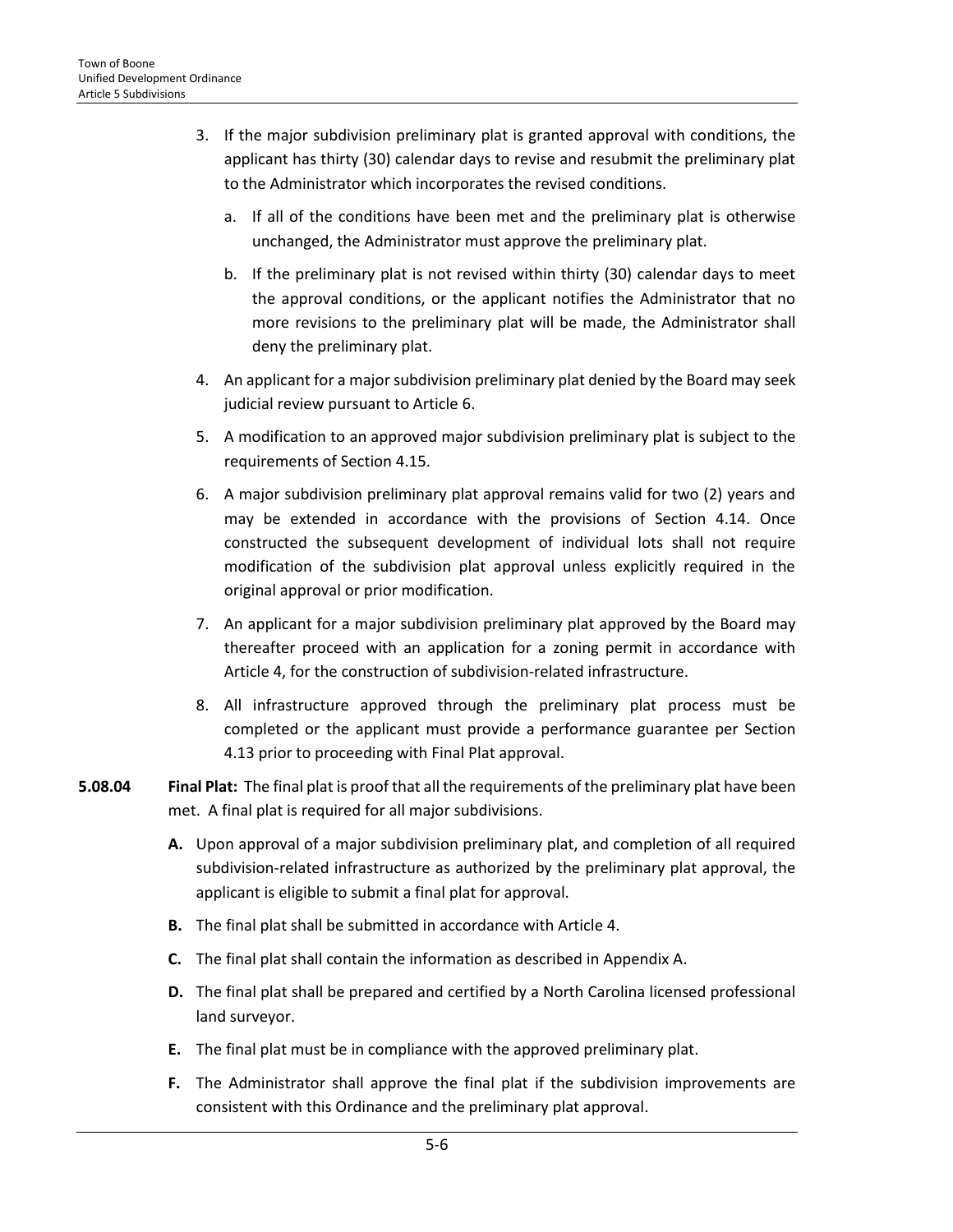3. If the major subdivision preliminary plat is granted approval with conditions, the applicant has thirty (30) calendar days to revise and resubmit the preliminary plat to the Administrator which incorporates the revised conditions.

   a. If all of the conditions have been met and the preliminary plat is otherwise unchanged, the Administrator must approve the preliminary plat.

   b. If the preliminary plat is not revised within thirty (30) calendar days to meet the approval conditions, or the applicant notifies the Administrator that no more revisions to the preliminary plat will be made, the Administrator shall deny the preliminary plat.

4. An applicant for a major subdivision preliminary plat denied by the Board may seek judicial review pursuant to Article 6.

5. A modification to an approved major subdivision preliminary plat is subject to the requirements of Section 4.15.

6. A major subdivision preliminary plat approval remains valid for two (2) years and may be extended in accordance with the provisions of Section 4.14. Once constructed the subsequent development of individual lots shall not require modification of the subdivision plat approval unless explicitly required in the original approval or prior modification.

7. An applicant for a major subdivision preliminary plat approved by the Board may thereafter proceed with an application for a zoning permit in accordance with Article 4, for the construction of subdivision-related infrastructure.

8. All infrastructure approved through the preliminary plat process must be completed or the applicant must provide a performance guarantee per Section 4.13 prior to proceeding with Final Plat approval.

**5.08.04 Final Plat:** The final plat is proof that all the requirements of the preliminary plat have been met. A final plat is required for all major subdivisions.

**A.** Upon approval of a major subdivision preliminary plat, and completion of all required subdivision-related infrastructure as authorized by the preliminary plat approval, the applicant is eligible to submit a final plat for approval.

**B.** The final plat shall be submitted in accordance with Article 4.

**C.** The final plat shall contain the information as described in Appendix A.

**D.** The final plat shall be prepared and certified by a North Carolina licensed professional land surveyor.

**E.** The final plat must be in compliance with the approved preliminary plat.

**F.** The Administrator shall approve the final plat if the subdivision improvements are consistent with this Ordinance and the preliminary plat approval.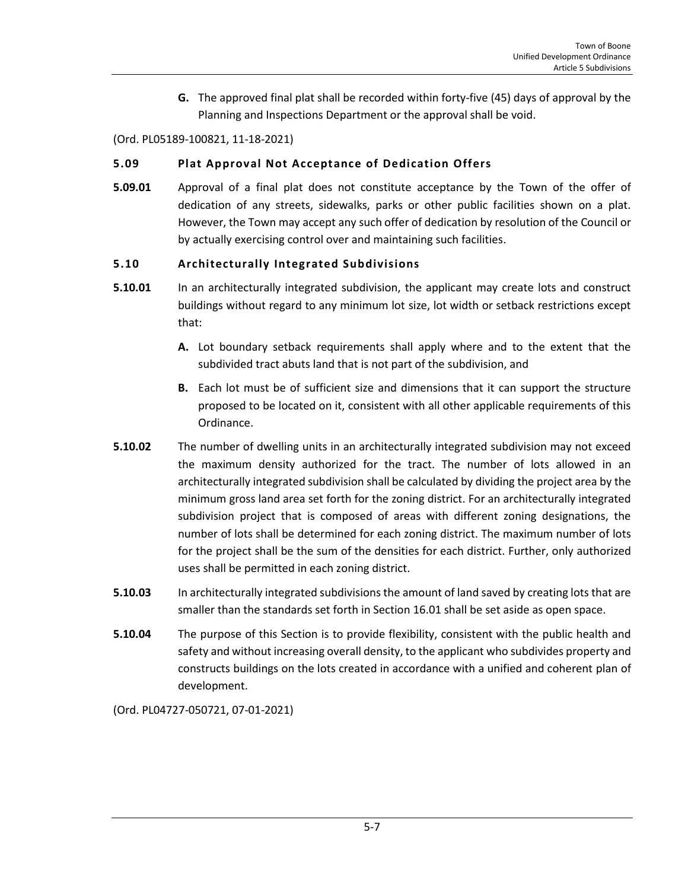**G.** The approved final plat shall be recorded within forty-five (45) days of approval by the Planning and Inspections Department or the approval shall be void.

(Ord. PL05189-100821, 11-18-2021)

## 5.09 Plat Approval Not Acceptance of Dedication Offers

**5.09.01** Approval of a final plat does not constitute acceptance by the Town of the offer of dedication of any streets, sidewalks, parks or other public facilities shown on a plat. However, the Town may accept any such offer of dedication by resolution of the Council or by actually exercising control over and maintaining such facilities.

## 5.10 Architecturally Integrated Subdivisions

**5.10.01** In an architecturally integrated subdivision, the applicant may create lots and construct buildings without regard to any minimum lot size, lot width or setback restrictions except that:

**A.** Lot boundary setback requirements shall apply where and to the extent that the subdivided tract abuts land that is not part of the subdivision, and

**B.** Each lot must be of sufficient size and dimensions that it can support the structure proposed to be located on it, consistent with all other applicable requirements of this Ordinance.

**5.10.02** The number of dwelling units in an architecturally integrated subdivision may not exceed the maximum density authorized for the tract. The number of lots allowed in an architecturally integrated subdivision shall be calculated by dividing the project area by the minimum gross land area set forth for the zoning district. For an architecturally integrated subdivision project that is composed of areas with different zoning designations, the number of lots shall be determined for each zoning district. The maximum number of lots for the project shall be the sum of the densities for each district. Further, only authorized uses shall be permitted in each zoning district.

**5.10.03** In architecturally integrated subdivisions the amount of land saved by creating lots that are smaller than the standards set forth in Section 16.01 shall be set aside as open space.

**5.10.04** The purpose of this Section is to provide flexibility, consistent with the public health and safety and without increasing overall density, to the applicant who subdivides property and constructs buildings on the lots created in accordance with a unified and coherent plan of development.

(Ord. PL04727-050721, 07-01-2021)